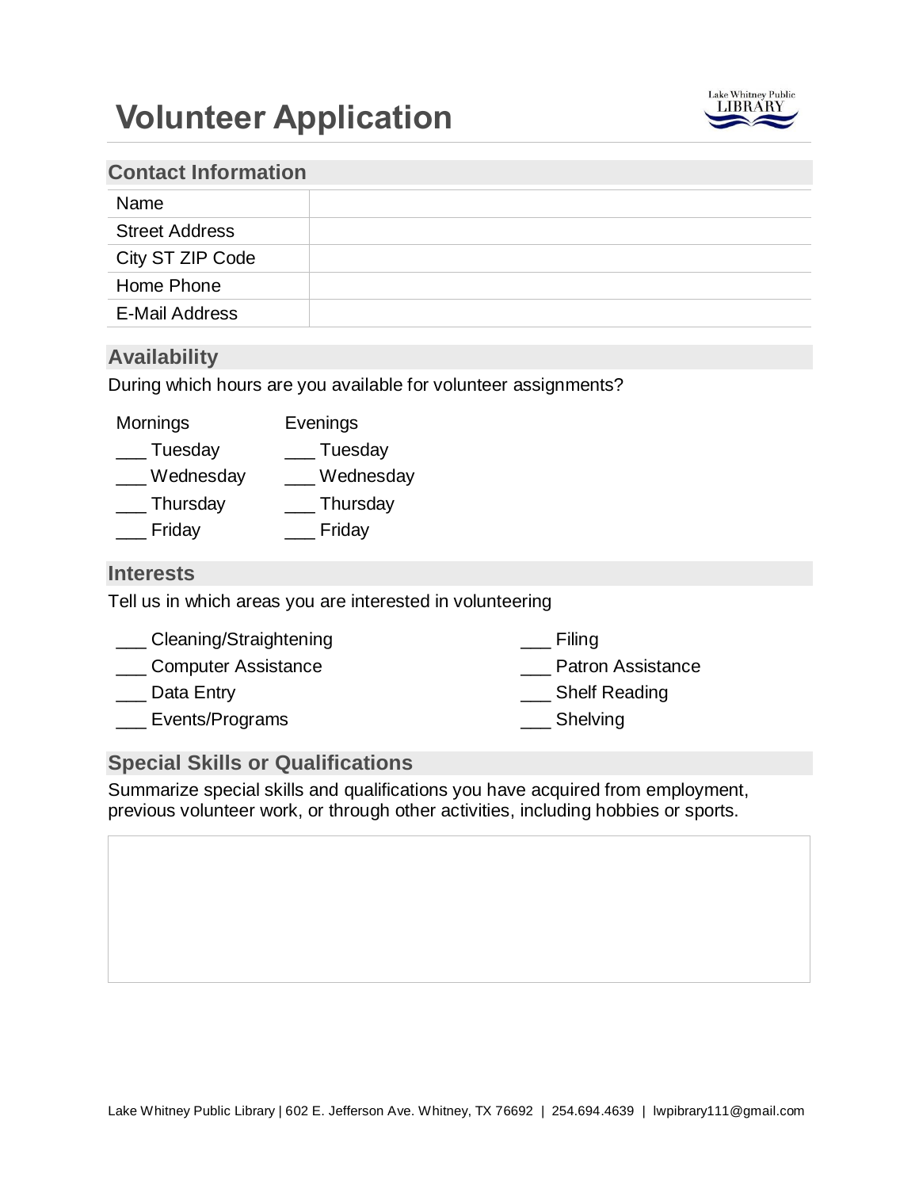# Volunteer Application

Lake Whitney Public LIBRARY

## Contact Information

| Name | |
|---|---|
| Street Address | |
| City ST ZIP Code | |
| Home Phone | |
| E-Mail Address | |

## Availability

During which hours are you available for volunteer assignments?

| Mornings | Evenings |
|---|---|
| ___ Tuesday | ___ Tuesday |
| ___ Wednesday | ___ Wednesday |
| ___ Thursday | ___ Thursday |
| ___ Friday | ___ Friday |

## Interests

Tell us in which areas you are interested in volunteering

___ Cleaning/Straightening

___ Computer Assistance

___ Data Entry

___ Events/Programs

___ Filing

___ Patron Assistance

___ Shelf Reading

___ Shelving

## Special Skills or Qualifications

Summarize special skills and qualifications you have acquired from employment, previous volunteer work, or through other activities, including hobbies or sports.

Lake Whitney Public Library | 602 E. Jefferson Ave. Whitney, TX 76692 | 254.694.4639 | lwpibrary111@gmail.com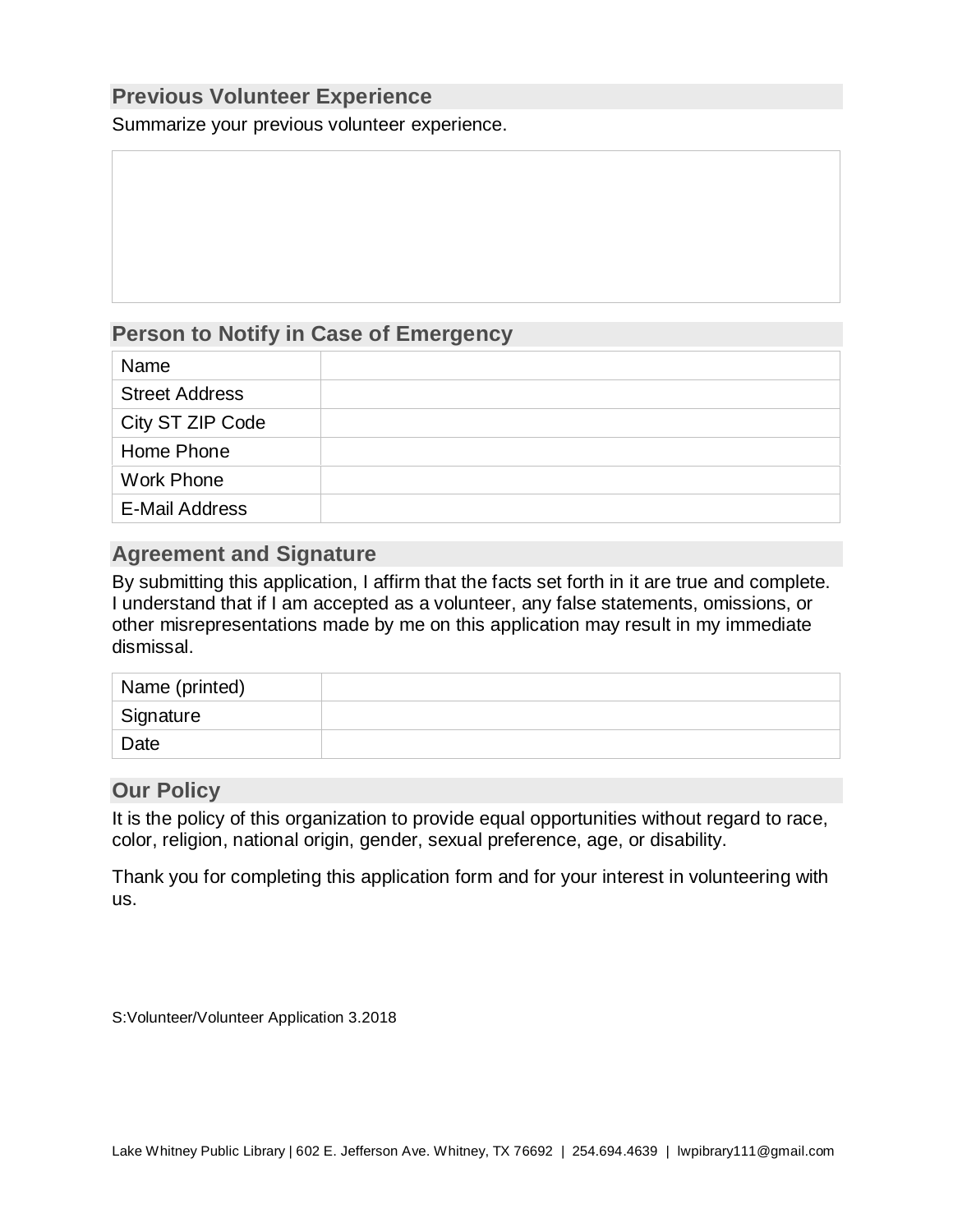## Previous Volunteer Experience

Summarize your previous volunteer experience.

| |
|---|
| |

## Person to Notify in Case of Emergency

| | |
|---|---|
| Name | |
| Street Address | |
| City ST ZIP Code | |
| Home Phone | |
| Work Phone | |
| E-Mail Address | |

## Agreement and Signature

By submitting this application, I affirm that the facts set forth in it are true and complete. I understand that if I am accepted as a volunteer, any false statements, omissions, or other misrepresentations made by me on this application may result in my immediate dismissal.

| | |
|---|---|
| Name (printed) | |
| Signature | |
| Date | |

## Our Policy

It is the policy of this organization to provide equal opportunities without regard to race, color, religion, national origin, gender, sexual preference, age, or disability.

Thank you for completing this application form and for your interest in volunteering with us.

S:Volunteer/Volunteer Application 3.2018

Lake Whitney Public Library | 602 E. Jefferson Ave. Whitney, TX 76692 | 254.694.4639 | lwpibrary111@gmail.com